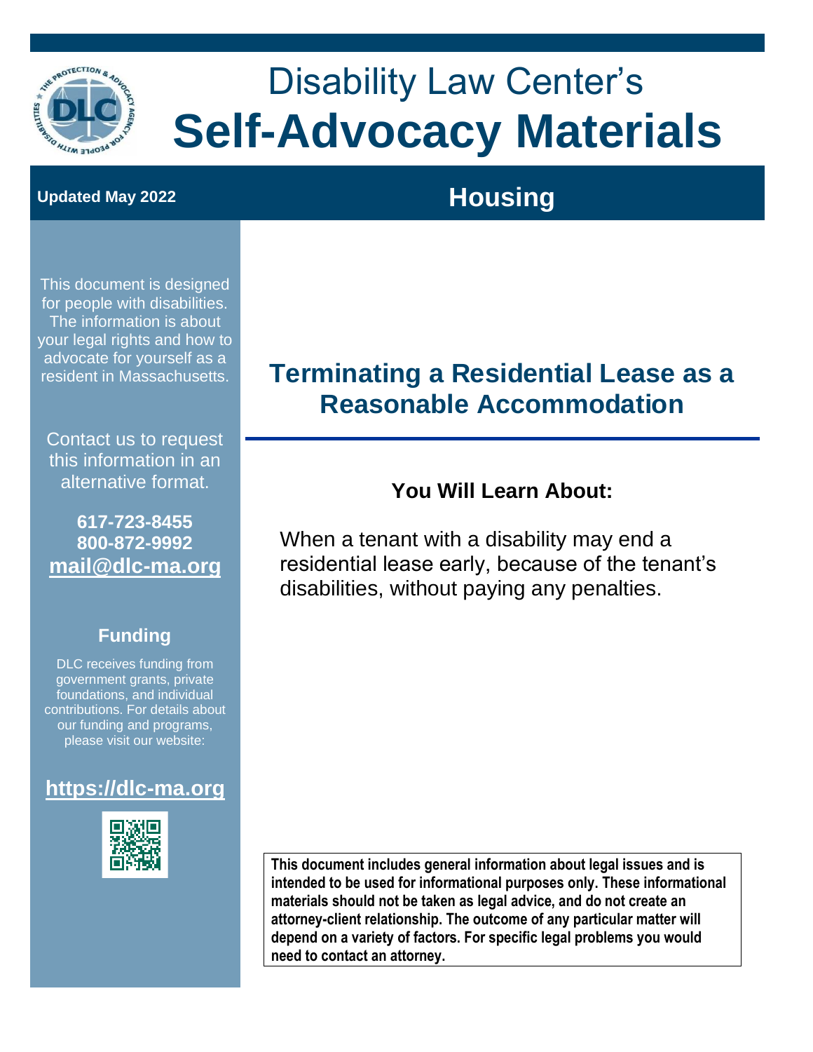# Disability Law Center's **Self-Advocacy Materials**

**Updated May 2022**

## Housing

This document is designed for people with disabilities. The information is about your legal rights and how to advocate for yourself as a resident in Massachusetts.

Contact us to request this information in an alternative format.

**617-723-8455**
**800-872-9992**
**mail@dlc-ma.org**

### Funding

DLC receives funding from government grants, private foundations, and individual contributions. For details about our funding and programs, please visit our website:

**https://dlc-ma.org**

# Terminating a Residential Lease as a Reasonable Accommodation

### You Will Learn About:

When a tenant with a disability may end a residential lease early, because of the tenant's disabilities, without paying any penalties.

**This document includes general information about legal issues and is intended to be used for informational purposes only. These informational materials should not be taken as legal advice, and do not create an attorney-client relationship. The outcome of any particular matter will depend on a variety of factors. For specific legal problems you would need to contact an attorney.**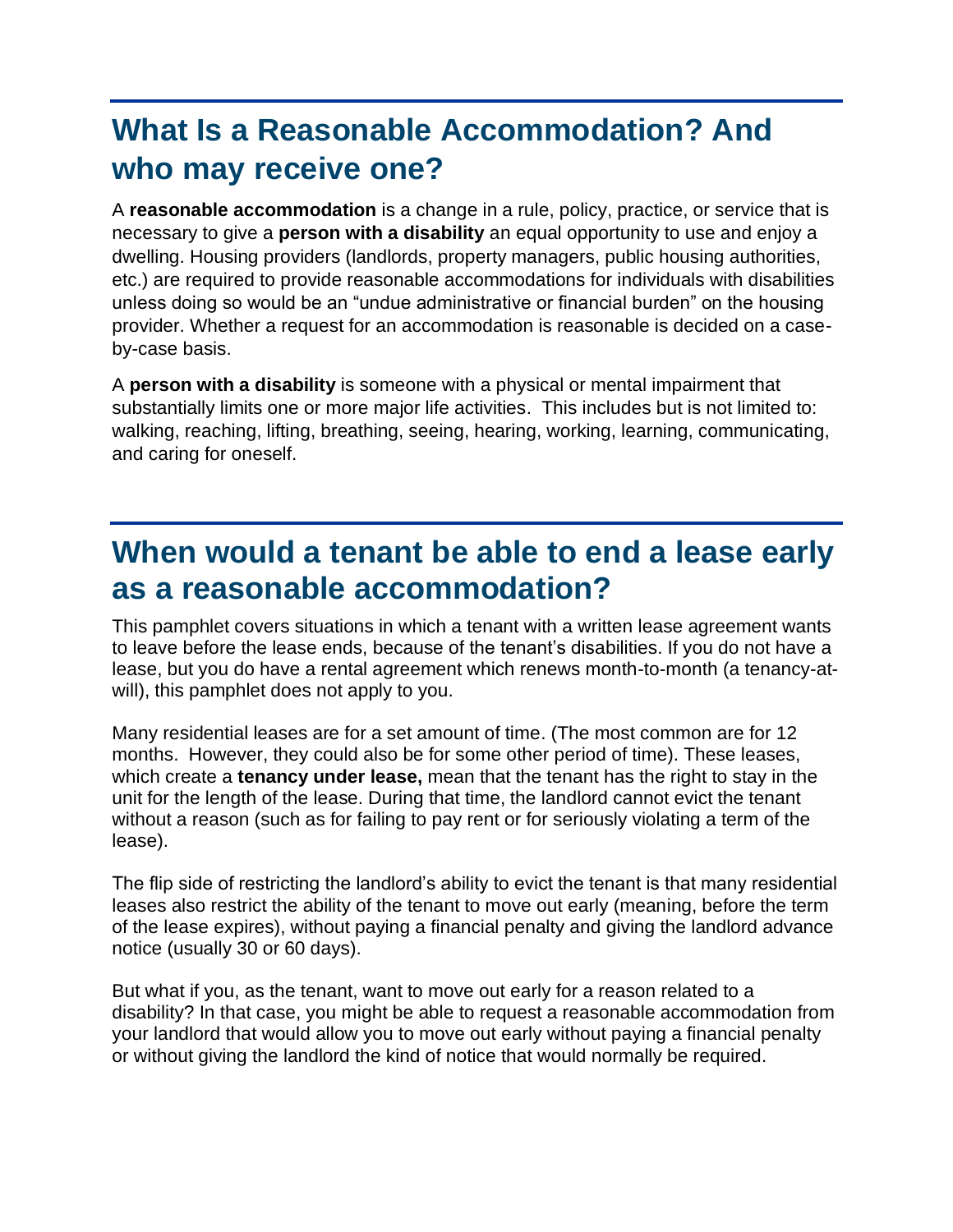## What Is a Reasonable Accommodation? And who may receive one?

A **reasonable accommodation** is a change in a rule, policy, practice, or service that is necessary to give a **person with a disability** an equal opportunity to use and enjoy a dwelling. Housing providers (landlords, property managers, public housing authorities, etc.) are required to provide reasonable accommodations for individuals with disabilities unless doing so would be an "undue administrative or financial burden" on the housing provider. Whether a request for an accommodation is reasonable is decided on a case-by-case basis.

A **person with a disability** is someone with a physical or mental impairment that substantially limits one or more major life activities. This includes but is not limited to: walking, reaching, lifting, breathing, seeing, hearing, working, learning, communicating, and caring for oneself.

## When would a tenant be able to end a lease early as a reasonable accommodation?

This pamphlet covers situations in which a tenant with a written lease agreement wants to leave before the lease ends, because of the tenant's disabilities. If you do not have a lease, but you do have a rental agreement which renews month-to-month (a tenancy-at-will), this pamphlet does not apply to you.

Many residential leases are for a set amount of time. (The most common are for 12 months. However, they could also be for some other period of time). These leases, which create a **tenancy under lease,** mean that the tenant has the right to stay in the unit for the length of the lease. During that time, the landlord cannot evict the tenant without a reason (such as for failing to pay rent or for seriously violating a term of the lease).

The flip side of restricting the landlord's ability to evict the tenant is that many residential leases also restrict the ability of the tenant to move out early (meaning, before the term of the lease expires), without paying a financial penalty and giving the landlord advance notice (usually 30 or 60 days).

But what if you, as the tenant, want to move out early for a reason related to a disability? In that case, you might be able to request a reasonable accommodation from your landlord that would allow you to move out early without paying a financial penalty or without giving the landlord the kind of notice that would normally be required.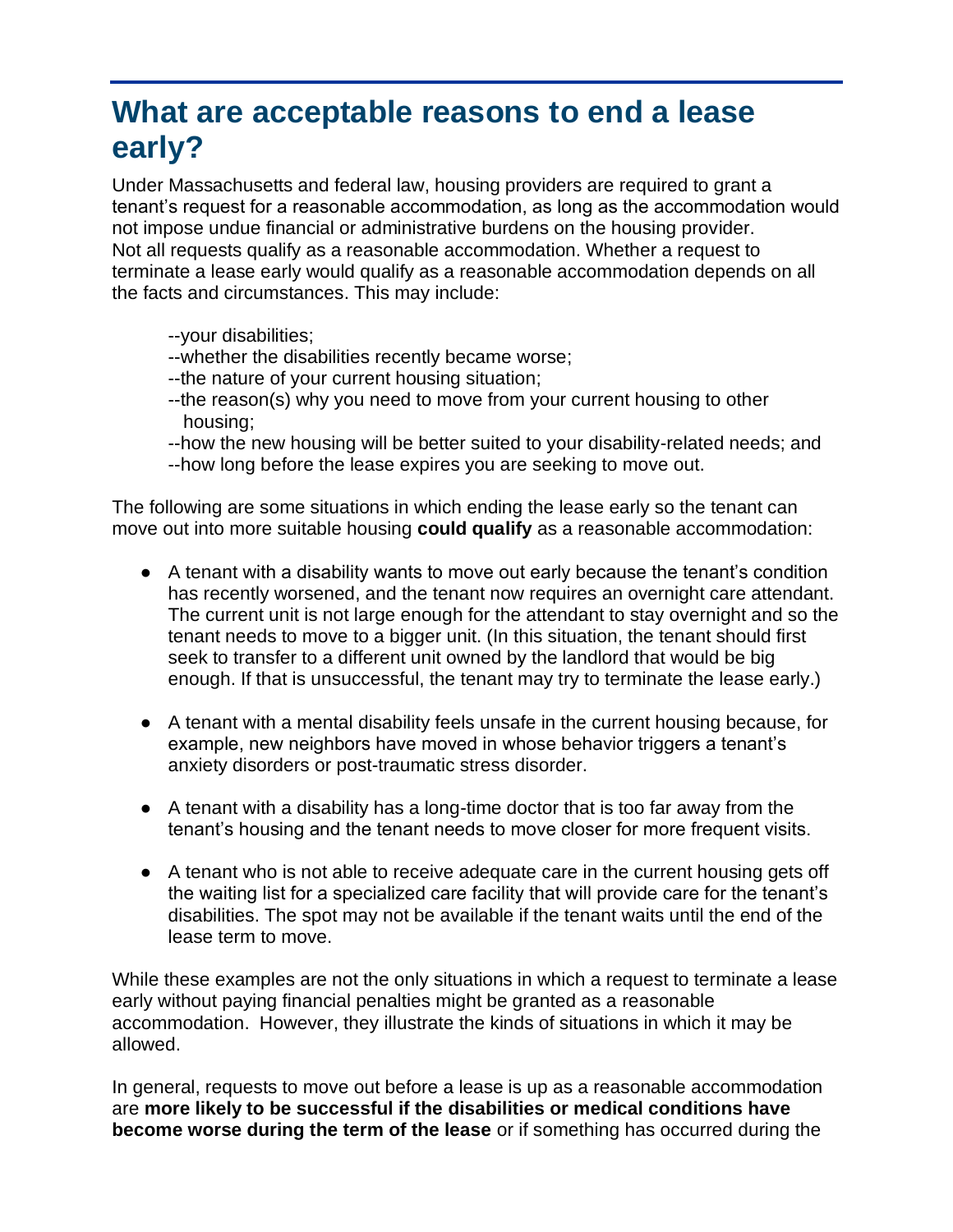## What are acceptable reasons to end a lease early?

Under Massachusetts and federal law, housing providers are required to grant a tenant's request for a reasonable accommodation, as long as the accommodation would not impose undue financial or administrative burdens on the housing provider. Not all requests qualify as a reasonable accommodation. Whether a request to terminate a lease early would qualify as a reasonable accommodation depends on all the facts and circumstances. This may include:

--your disabilities;
--whether the disabilities recently became worse;
--the nature of your current housing situation;
--the reason(s) why you need to move from your current housing to other housing;
--how the new housing will be better suited to your disability-related needs; and
--how long before the lease expires you are seeking to move out.

The following are some situations in which ending the lease early so the tenant can move out into more suitable housing **could qualify** as a reasonable accommodation:

- A tenant with a disability wants to move out early because the tenant's condition has recently worsened, and the tenant now requires an overnight care attendant. The current unit is not large enough for the attendant to stay overnight and so the tenant needs to move to a bigger unit. (In this situation, the tenant should first seek to transfer to a different unit owned by the landlord that would be big enough. If that is unsuccessful, the tenant may try to terminate the lease early.)

- A tenant with a mental disability feels unsafe in the current housing because, for example, new neighbors have moved in whose behavior triggers a tenant's anxiety disorders or post-traumatic stress disorder.

- A tenant with a disability has a long-time doctor that is too far away from the tenant's housing and the tenant needs to move closer for more frequent visits.

- A tenant who is not able to receive adequate care in the current housing gets off the waiting list for a specialized care facility that will provide care for the tenant's disabilities. The spot may not be available if the tenant waits until the end of the lease term to move.

While these examples are not the only situations in which a request to terminate a lease early without paying financial penalties might be granted as a reasonable accommodation. However, they illustrate the kinds of situations in which it may be allowed.

In general, requests to move out before a lease is up as a reasonable accommodation are **more likely to be successful if the disabilities or medical conditions have become worse during the term of the lease** or if something has occurred during the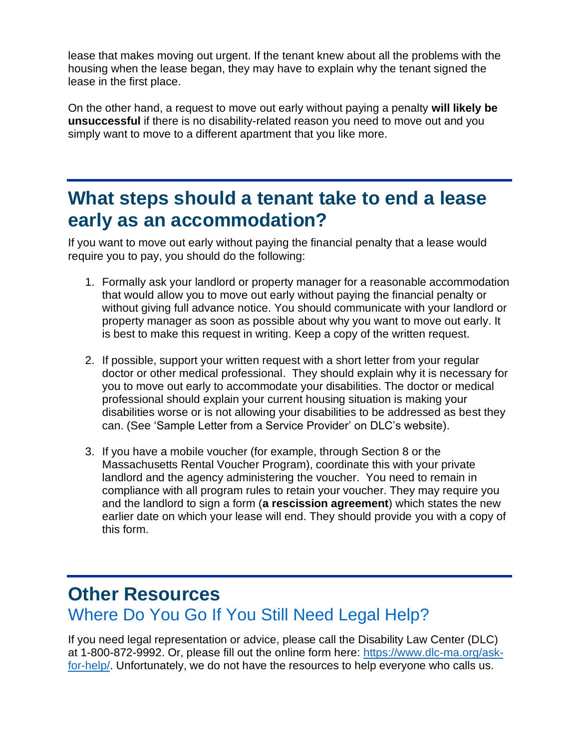lease that makes moving out urgent. If the tenant knew about all the problems with the housing when the lease began, they may have to explain why the tenant signed the lease in the first place.

On the other hand, a request to move out early without paying a penalty **will likely be unsuccessful** if there is no disability-related reason you need to move out and you simply want to move to a different apartment that you like more.

## What steps should a tenant take to end a lease early as an accommodation?

If you want to move out early without paying the financial penalty that a lease would require you to pay, you should do the following:

1. Formally ask your landlord or property manager for a reasonable accommodation that would allow you to move out early without paying the financial penalty or without giving full advance notice. You should communicate with your landlord or property manager as soon as possible about why you want to move out early. It is best to make this request in writing. Keep a copy of the written request.

2. If possible, support your written request with a short letter from your regular doctor or other medical professional. They should explain why it is necessary for you to move out early to accommodate your disabilities. The doctor or medical professional should explain your current housing situation is making your disabilities worse or is not allowing your disabilities to be addressed as best they can. (See 'Sample Letter from a Service Provider' on DLC's website).

3. If you have a mobile voucher (for example, through Section 8 or the Massachusetts Rental Voucher Program), coordinate this with your private landlord and the agency administering the voucher. You need to remain in compliance with all program rules to retain your voucher. They may require you and the landlord to sign a form (**a rescission agreement**) which states the new earlier date on which your lease will end. They should provide you with a copy of this form.

## Other Resources

### Where Do You Go If You Still Need Legal Help?

If you need legal representation or advice, please call the Disability Law Center (DLC) at 1-800-872-9992. Or, please fill out the online form here: [https://www.dlc-ma.org/ask-for-help/](https://www.dlc-ma.org/ask-for-help/). Unfortunately, we do not have the resources to help everyone who calls us.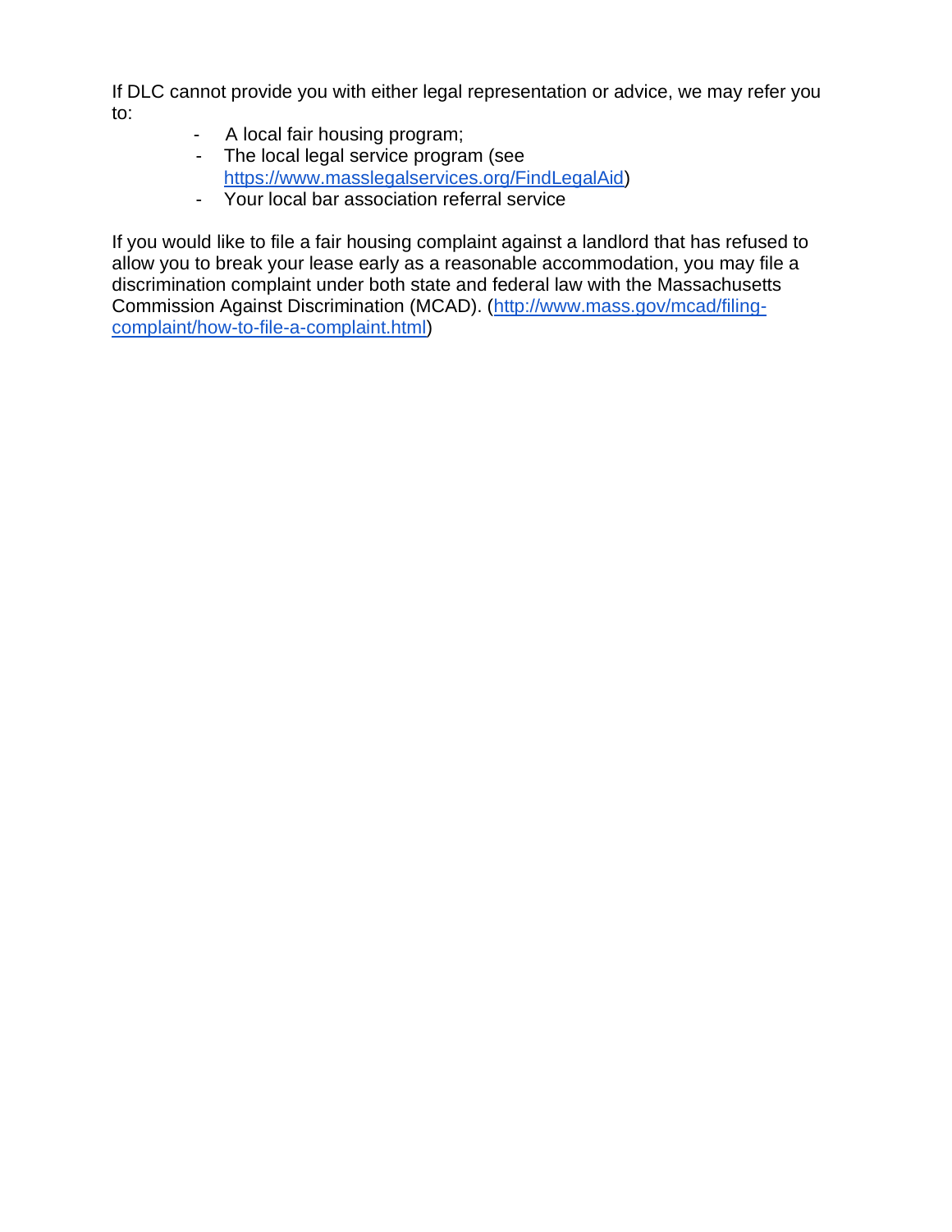If DLC cannot provide you with either legal representation or advice, we may refer you to:

- A local fair housing program;
- The local legal service program (see https://www.masslegalservices.org/FindLegalAid)
- Your local bar association referral service

If you would like to file a fair housing complaint against a landlord that has refused to allow you to break your lease early as a reasonable accommodation, you may file a discrimination complaint under both state and federal law with the Massachusetts Commission Against Discrimination (MCAD). (http://www.mass.gov/mcad/filing-complaint/how-to-file-a-complaint.html)